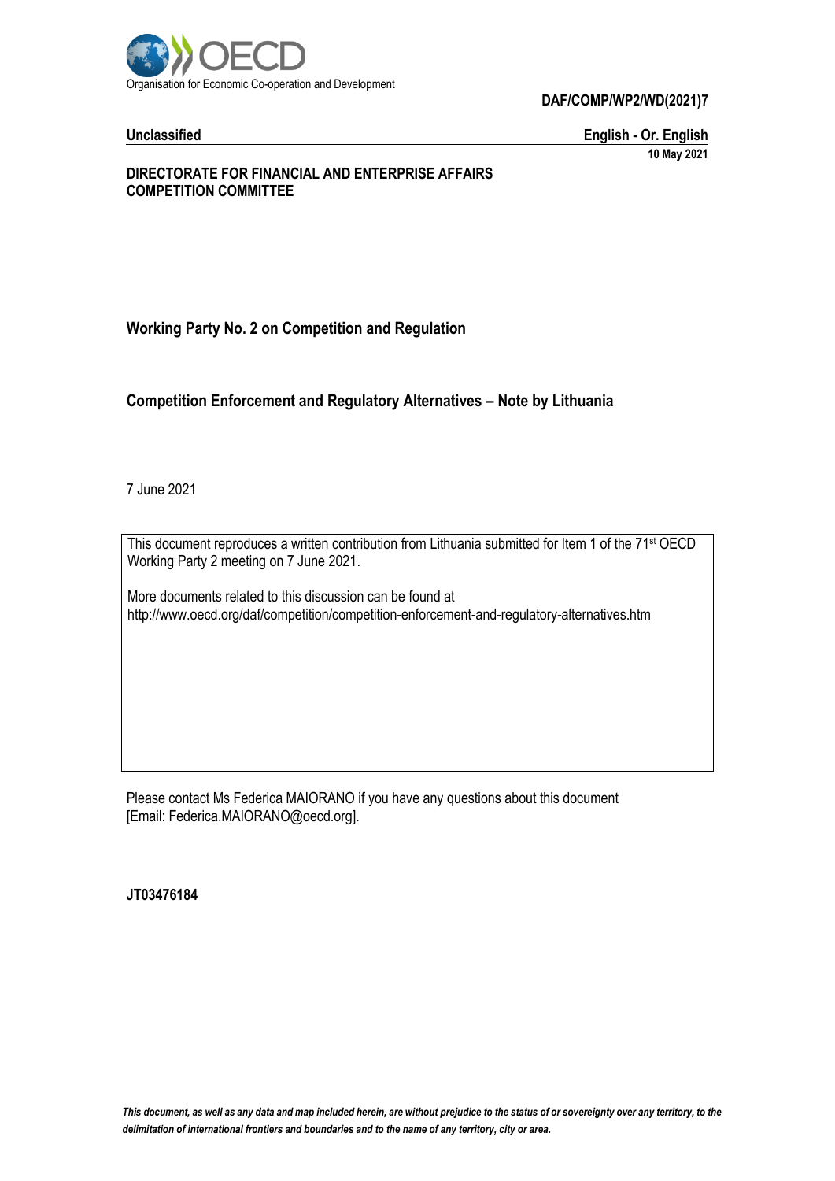Organisation for Economic Co-operation and Development

**DAF/COMP/WP2/WD(2021)7**

**Unclassified** **English - Or. English**

**10 May 2021**

**DIRECTORATE FOR FINANCIAL AND ENTERPRISE AFFAIRS**
**COMPETITION COMMITTEE**

## Working Party No. 2 on Competition and Regulation

## Competition Enforcement and Regulatory Alternatives – Note by Lithuania

7 June 2021

This document reproduces a written contribution from Lithuania submitted for Item 1 of the 71st OECD Working Party 2 meeting on 7 June 2021.

More documents related to this discussion can be found at
http://www.oecd.org/daf/competition/competition-enforcement-and-regulatory-alternatives.htm

Please contact Ms Federica MAIORANO if you have any questions about this document [Email: Federica.MAIORANO@oecd.org].

**JT03476184**

*This document, as well as any data and map included herein, are without prejudice to the status of or sovereignty over any territory, to the delimitation of international frontiers and boundaries and to the name of any territory, city or area.*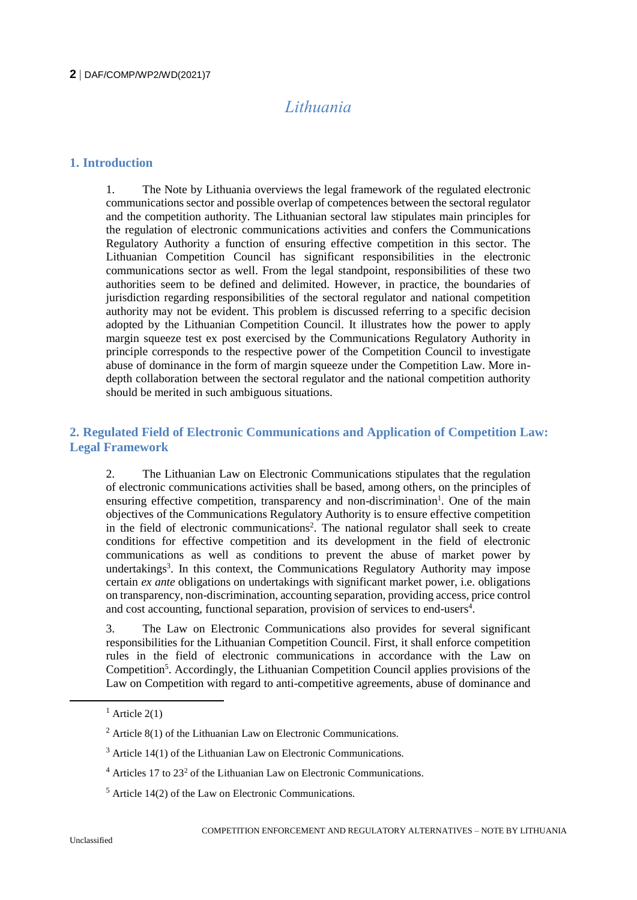# Lithuania

## 1. Introduction

1. The Note by Lithuania overviews the legal framework of the regulated electronic communications sector and possible overlap of competences between the sectoral regulator and the competition authority. The Lithuanian sectoral law stipulates main principles for the regulation of electronic communications activities and confers the Communications Regulatory Authority a function of ensuring effective competition in this sector. The Lithuanian Competition Council has significant responsibilities in the electronic communications sector as well. From the legal standpoint, responsibilities of these two authorities seem to be defined and delimited. However, in practice, the boundaries of jurisdiction regarding responsibilities of the sectoral regulator and national competition authority may not be evident. This problem is discussed referring to a specific decision adopted by the Lithuanian Competition Council. It illustrates how the power to apply margin squeeze test ex post exercised by the Communications Regulatory Authority in principle corresponds to the respective power of the Competition Council to investigate abuse of dominance in the form of margin squeeze under the Competition Law. More in-depth collaboration between the sectoral regulator and the national competition authority should be merited in such ambiguous situations.

## 2. Regulated Field of Electronic Communications and Application of Competition Law: Legal Framework

2. The Lithuanian Law on Electronic Communications stipulates that the regulation of electronic communications activities shall be based, among others, on the principles of ensuring effective competition, transparency and non-discrimination[1]. One of the main objectives of the Communications Regulatory Authority is to ensure effective competition in the field of electronic communications[2]. The national regulator shall seek to create conditions for effective competition and its development in the field of electronic communications as well as conditions to prevent the abuse of market power by undertakings[3]. In this context, the Communications Regulatory Authority may impose certain *ex ante* obligations on undertakings with significant market power, i.e. obligations on transparency, non-discrimination, accounting separation, providing access, price control and cost accounting, functional separation, provision of services to end-users[4].

3. The Law on Electronic Communications also provides for several significant responsibilities for the Lithuanian Competition Council. First, it shall enforce competition rules in the field of electronic communications in accordance with the Law on Competition[5]. Accordingly, the Lithuanian Competition Council applies provisions of the Law on Competition with regard to anti-competitive agreements, abuse of dominance and

[1] Article 2(1)

[2] Article 8(1) of the Lithuanian Law on Electronic Communications.

[3] Article 14(1) of the Lithuanian Law on Electronic Communications.

[4] Articles 17 to 23[2] of the Lithuanian Law on Electronic Communications.

[5] Article 14(2) of the Law on Electronic Communications.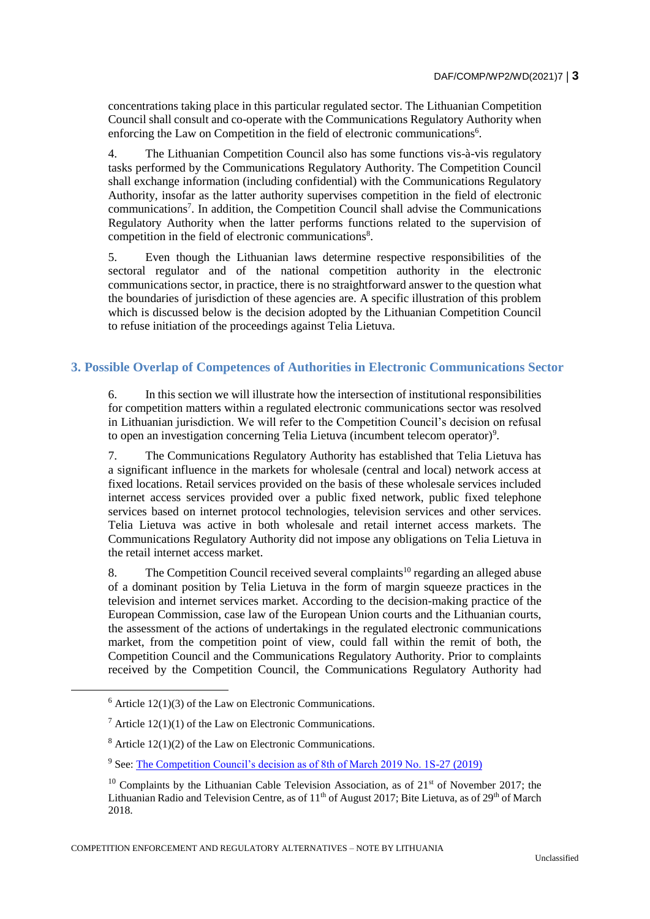concentrations taking place in this particular regulated sector. The Lithuanian Competition Council shall consult and co-operate with the Communications Regulatory Authority when enforcing the Law on Competition in the field of electronic communications[6].

4. The Lithuanian Competition Council also has some functions vis-à-vis regulatory tasks performed by the Communications Regulatory Authority. The Competition Council shall exchange information (including confidential) with the Communications Regulatory Authority, insofar as the latter authority supervises competition in the field of electronic communications[7]. In addition, the Competition Council shall advise the Communications Regulatory Authority when the latter performs functions related to the supervision of competition in the field of electronic communications[8].

5. Even though the Lithuanian laws determine respective responsibilities of the sectoral regulator and of the national competition authority in the electronic communications sector, in practice, there is no straightforward answer to the question what the boundaries of jurisdiction of these agencies are. A specific illustration of this problem which is discussed below is the decision adopted by the Lithuanian Competition Council to refuse initiation of the proceedings against Telia Lietuva.

## 3. Possible Overlap of Competences of Authorities in Electronic Communications Sector

6. In this section we will illustrate how the intersection of institutional responsibilities for competition matters within a regulated electronic communications sector was resolved in Lithuanian jurisdiction. We will refer to the Competition Council's decision on refusal to open an investigation concerning Telia Lietuva (incumbent telecom operator)[9].

7. The Communications Regulatory Authority has established that Telia Lietuva has a significant influence in the markets for wholesale (central and local) network access at fixed locations. Retail services provided on the basis of these wholesale services included internet access services provided over a public fixed network, public fixed telephone services based on internet protocol technologies, television services and other services. Telia Lietuva was active in both wholesale and retail internet access markets. The Communications Regulatory Authority did not impose any obligations on Telia Lietuva in the retail internet access market.

8. The Competition Council received several complaints[10] regarding an alleged abuse of a dominant position by Telia Lietuva in the form of margin squeeze practices in the television and internet services market. According to the decision-making practice of the European Commission, case law of the European Union courts and the Lithuanian courts, the assessment of the actions of undertakings in the regulated electronic communications market, from the competition point of view, could fall within the remit of both, the Competition Council and the Communications Regulatory Authority. Prior to complaints received by the Competition Council, the Communications Regulatory Authority had

---

[6] Article 12(1)(3) of the Law on Electronic Communications.

[7] Article 12(1)(1) of the Law on Electronic Communications.

[8] Article 12(1)(2) of the Law on Electronic Communications.

[9] See: [The Competition Council's decision as of 8th of March 2019 No. 1S-27 (2019)]

[10] Complaints by the Lithuanian Cable Television Association, as of 21st of November 2017; the Lithuanian Radio and Television Centre, as of 11th of August 2017; Bite Lietuva, as of 29th of March 2018.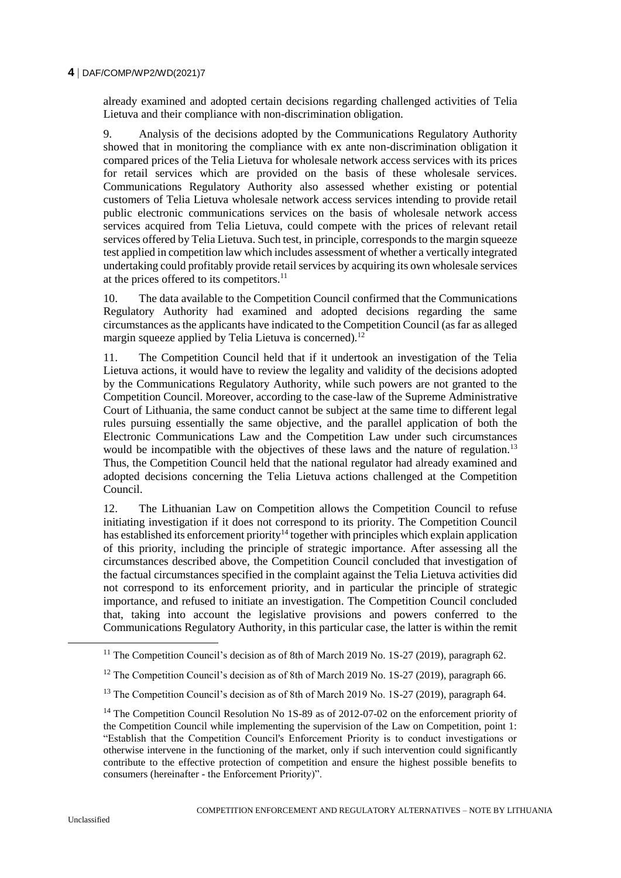already examined and adopted certain decisions regarding challenged activities of Telia Lietuva and their compliance with non-discrimination obligation.

9. Analysis of the decisions adopted by the Communications Regulatory Authority showed that in monitoring the compliance with ex ante non-discrimination obligation it compared prices of the Telia Lietuva for wholesale network access services with its prices for retail services which are provided on the basis of these wholesale services. Communications Regulatory Authority also assessed whether existing or potential customers of Telia Lietuva wholesale network access services intending to provide retail public electronic communications services on the basis of wholesale network access services acquired from Telia Lietuva, could compete with the prices of relevant retail services offered by Telia Lietuva. Such test, in principle, corresponds to the margin squeeze test applied in competition law which includes assessment of whether a vertically integrated undertaking could profitably provide retail services by acquiring its own wholesale services at the prices offered to its competitors.[11]

10. The data available to the Competition Council confirmed that the Communications Regulatory Authority had examined and adopted decisions regarding the same circumstances as the applicants have indicated to the Competition Council (as far as alleged margin squeeze applied by Telia Lietuva is concerned).[12]

11. The Competition Council held that if it undertook an investigation of the Telia Lietuva actions, it would have to review the legality and validity of the decisions adopted by the Communications Regulatory Authority, while such powers are not granted to the Competition Council. Moreover, according to the case-law of the Supreme Administrative Court of Lithuania, the same conduct cannot be subject at the same time to different legal rules pursuing essentially the same objective, and the parallel application of both the Electronic Communications Law and the Competition Law under such circumstances would be incompatible with the objectives of these laws and the nature of regulation.[13] Thus, the Competition Council held that the national regulator had already examined and adopted decisions concerning the Telia Lietuva actions challenged at the Competition Council.

12. The Lithuanian Law on Competition allows the Competition Council to refuse initiating investigation if it does not correspond to its priority. The Competition Council has established its enforcement priority[14] together with principles which explain application of this priority, including the principle of strategic importance. After assessing all the circumstances described above, the Competition Council concluded that investigation of the factual circumstances specified in the complaint against the Telia Lietuva activities did not correspond to its enforcement priority, and in particular the principle of strategic importance, and refused to initiate an investigation. The Competition Council concluded that, taking into account the legislative provisions and powers conferred to the Communications Regulatory Authority, in this particular case, the latter is within the remit

---

[11] The Competition Council's decision as of 8th of March 2019 No. 1S-27 (2019), paragraph 62.

[12] The Competition Council's decision as of 8th of March 2019 No. 1S-27 (2019), paragraph 66.

[13] The Competition Council's decision as of 8th of March 2019 No. 1S-27 (2019), paragraph 64.

[14] The Competition Council Resolution No 1S-89 as of 2012-07-02 on the enforcement priority of the Competition Council while implementing the supervision of the Law on Competition, point 1: "Establish that the Competition Council's Enforcement Priority is to conduct investigations or otherwise intervene in the functioning of the market, only if such intervention could significantly contribute to the effective protection of competition and ensure the highest possible benefits to consumers (hereinafter - the Enforcement Priority)".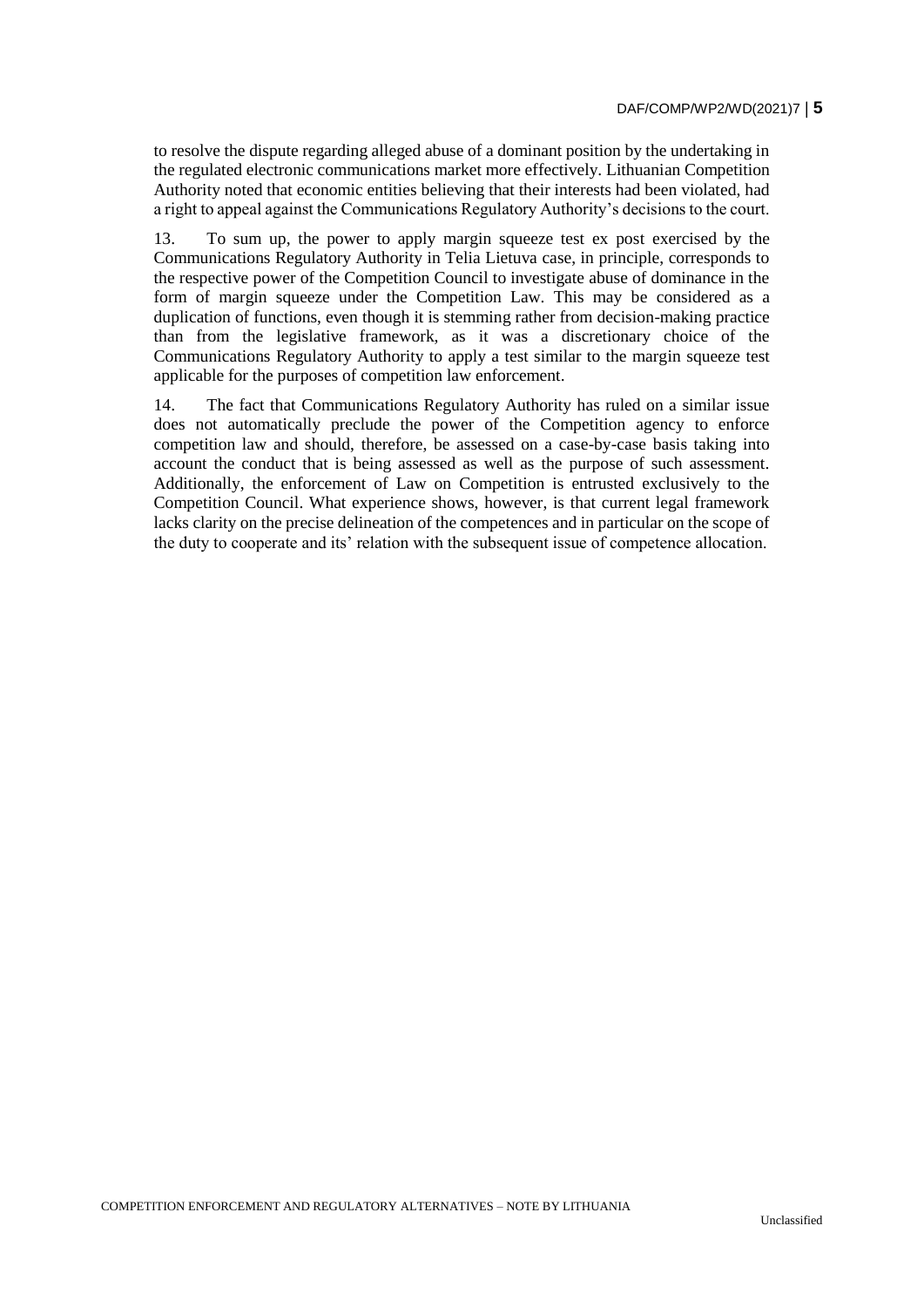to resolve the dispute regarding alleged abuse of a dominant position by the undertaking in the regulated electronic communications market more effectively. Lithuanian Competition Authority noted that economic entities believing that their interests had been violated, had a right to appeal against the Communications Regulatory Authority's decisions to the court.

13. To sum up, the power to apply margin squeeze test ex post exercised by the Communications Regulatory Authority in Telia Lietuva case, in principle, corresponds to the respective power of the Competition Council to investigate abuse of dominance in the form of margin squeeze under the Competition Law. This may be considered as a duplication of functions, even though it is stemming rather from decision-making practice than from the legislative framework, as it was a discretionary choice of the Communications Regulatory Authority to apply a test similar to the margin squeeze test applicable for the purposes of competition law enforcement.

14. The fact that Communications Regulatory Authority has ruled on a similar issue does not automatically preclude the power of the Competition agency to enforce competition law and should, therefore, be assessed on a case-by-case basis taking into account the conduct that is being assessed as well as the purpose of such assessment. Additionally, the enforcement of Law on Competition is entrusted exclusively to the Competition Council. What experience shows, however, is that current legal framework lacks clarity on the precise delineation of the competences and in particular on the scope of the duty to cooperate and its' relation with the subsequent issue of competence allocation.